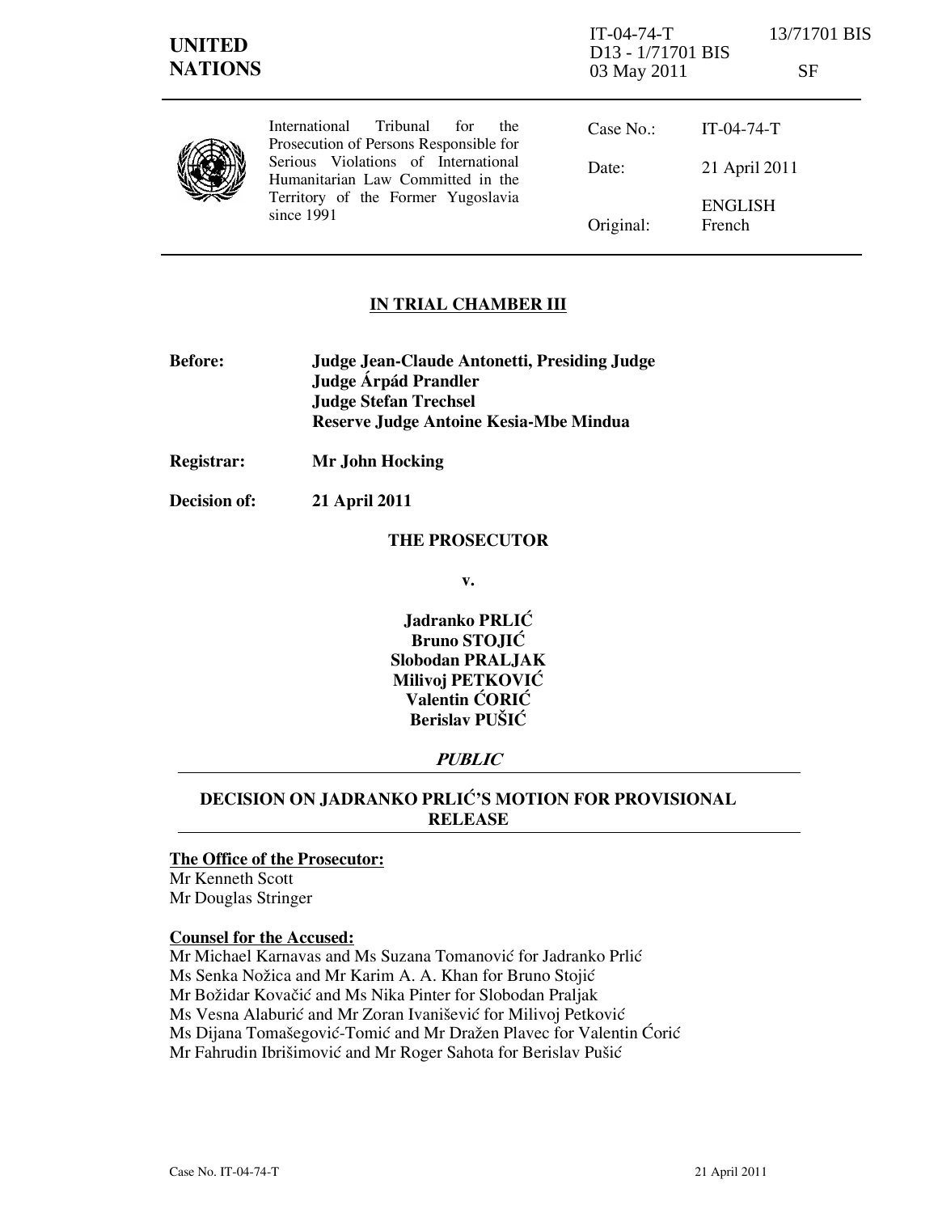**UNITED NATIONS**

IT-04-74-T 13/71701 BIS
D13 - 1/71701 BIS
03 May 2011 SF

International Tribunal for the Prosecution of Persons Responsible for Serious Violations of International Humanitarian Law Committed in the Territory of the Former Yugoslavia since 1991

| | |
|---|---|
| Case No.: | IT-04-74-T |
| Date: | 21 April 2011 |
| Original: | ENGLISH French |

## IN TRIAL CHAMBER III

**Before:** **Judge Jean-Claude Antonetti, Presiding Judge**
**Judge Árpád Prandler**
**Judge Stefan Trechsel**
**Reserve Judge Antoine Kesia-Mbe Mindua**

**Registrar:** **Mr John Hocking**

**Decision of:** **21 April 2011**

**THE PROSECUTOR**

**v.**

**Jadranko PRLIĆ**
**Bruno STOJIĆ**
**Slobodan PRALJAK**
**Milivoj PETKOVIĆ**
**Valentin ĆORIĆ**
**Berislav PUŠIĆ**

***PUBLIC***

## DECISION ON JADRANKO PRLIĆ'S MOTION FOR PROVISIONAL RELEASE

**The Office of the Prosecutor:**
Mr Kenneth Scott
Mr Douglas Stringer

**Counsel for the Accused:**
Mr Michael Karnavas and Ms Suzana Tomanović for Jadranko Prlić
Ms Senka Nožica and Mr Karim A. A. Khan for Bruno Stojić
Mr Božidar Kovačić and Ms Nika Pinter for Slobodan Praljak
Ms Vesna Alaburić and Mr Zoran Ivanišević for Milivoj Petković
Ms Dijana Tomašegović-Tomić and Mr Dražen Plavec for Valentin Ćorić
Mr Fahrudin Ibrišimović and Mr Roger Sahota for Berislav Pušić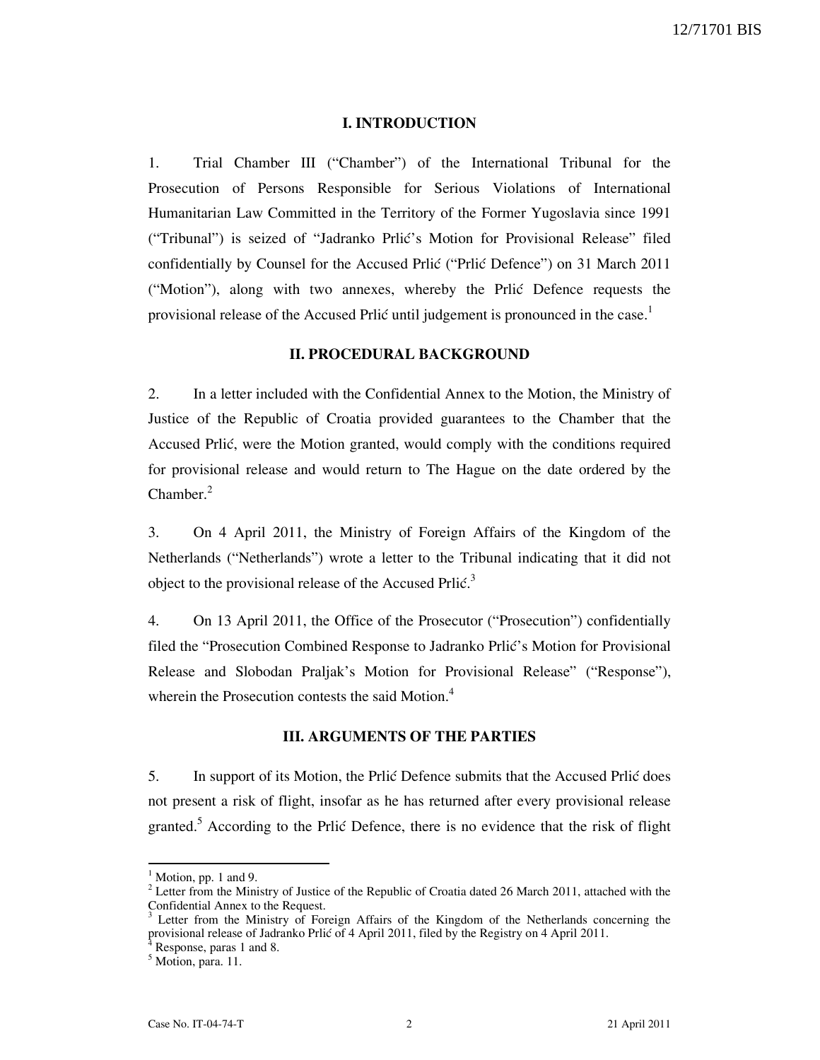## I. INTRODUCTION

1. Trial Chamber III ("Chamber") of the International Tribunal for the Prosecution of Persons Responsible for Serious Violations of International Humanitarian Law Committed in the Territory of the Former Yugoslavia since 1991 ("Tribunal") is seized of "Jadranko Prlić's Motion for Provisional Release" filed confidentially by Counsel for the Accused Prlić ("Prlić Defence") on 31 March 2011 ("Motion"), along with two annexes, whereby the Prlić Defence requests the provisional release of the Accused Prlić until judgement is pronounced in the case.[1]

## II. PROCEDURAL BACKGROUND

2. In a letter included with the Confidential Annex to the Motion, the Ministry of Justice of the Republic of Croatia provided guarantees to the Chamber that the Accused Prlić, were the Motion granted, would comply with the conditions required for provisional release and would return to The Hague on the date ordered by the Chamber.[2]

3. On 4 April 2011, the Ministry of Foreign Affairs of the Kingdom of the Netherlands ("Netherlands") wrote a letter to the Tribunal indicating that it did not object to the provisional release of the Accused Prlić.[3]

4. On 13 April 2011, the Office of the Prosecutor ("Prosecution") confidentially filed the "Prosecution Combined Response to Jadranko Prlić's Motion for Provisional Release and Slobodan Praljak's Motion for Provisional Release" ("Response"), wherein the Prosecution contests the said Motion.[4]

## III. ARGUMENTS OF THE PARTIES

5. In support of its Motion, the Prlić Defence submits that the Accused Prlić does not present a risk of flight, insofar as he has returned after every provisional release granted.[5] According to the Prlić Defence, there is no evidence that the risk of flight

---

[1] Motion, pp. 1 and 9.

[2] Letter from the Ministry of Justice of the Republic of Croatia dated 26 March 2011, attached with the Confidential Annex to the Request.

[3] Letter from the Ministry of Foreign Affairs of the Kingdom of the Netherlands concerning the provisional release of Jadranko Prlić of 4 April 2011, filed by the Registry on 4 April 2011.

[4] Response, paras 1 and 8.

[5] Motion, para. 11.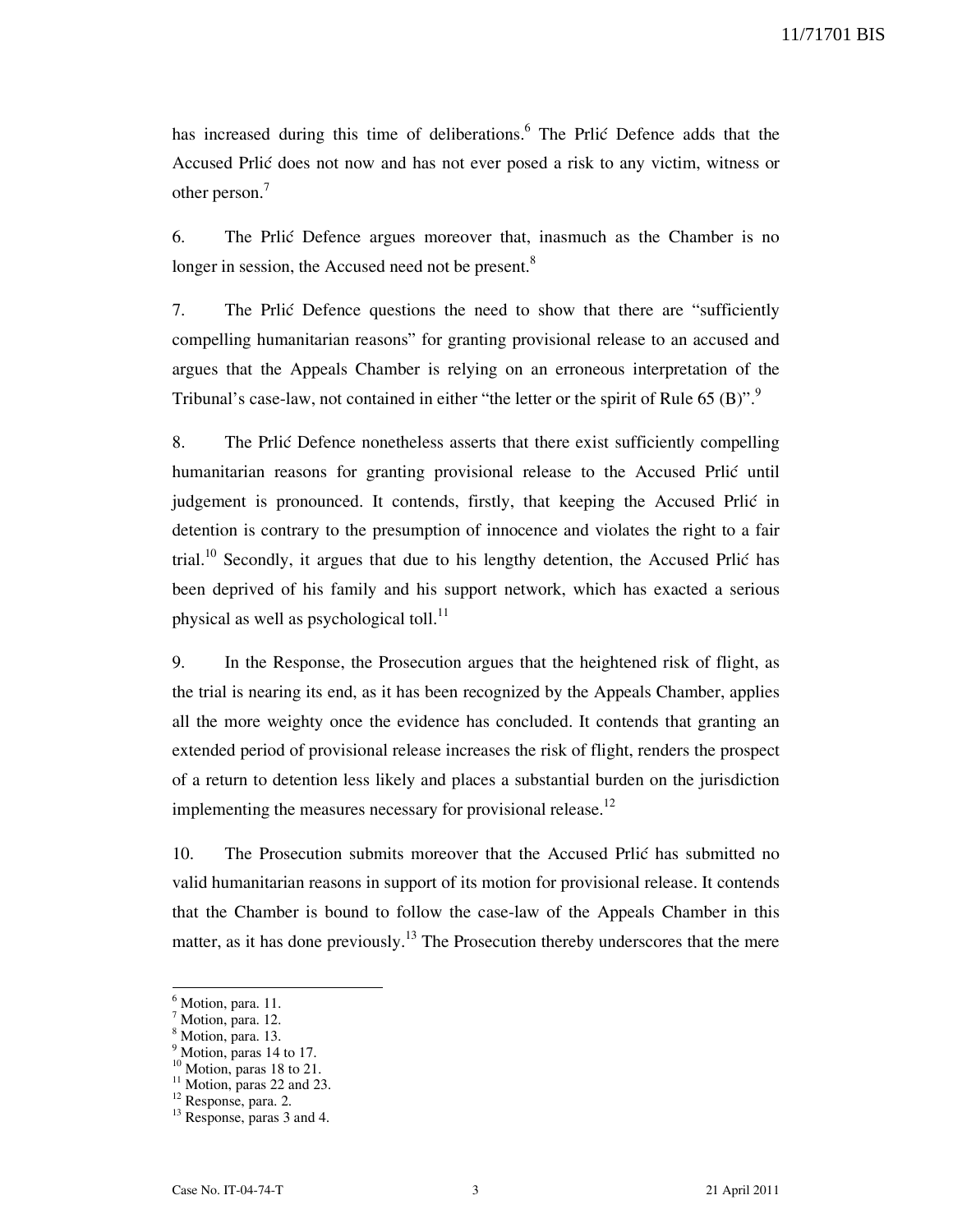has increased during this time of deliberations.[6] The Prlić Defence adds that the Accused Prlić does not now and has not ever posed a risk to any victim, witness or other person.[7]

6. The Prlić Defence argues moreover that, inasmuch as the Chamber is no longer in session, the Accused need not be present.[8]

7. The Prlić Defence questions the need to show that there are "sufficiently compelling humanitarian reasons" for granting provisional release to an accused and argues that the Appeals Chamber is relying on an erroneous interpretation of the Tribunal's case-law, not contained in either "the letter or the spirit of Rule 65 (B)".[9]

8. The Prlić Defence nonetheless asserts that there exist sufficiently compelling humanitarian reasons for granting provisional release to the Accused Prlić until judgement is pronounced. It contends, firstly, that keeping the Accused Prlić in detention is contrary to the presumption of innocence and violates the right to a fair trial.[10] Secondly, it argues that due to his lengthy detention, the Accused Prlić has been deprived of his family and his support network, which has exacted a serious physical as well as psychological toll.[11]

9. In the Response, the Prosecution argues that the heightened risk of flight, as the trial is nearing its end, as it has been recognized by the Appeals Chamber, applies all the more weighty once the evidence has concluded. It contends that granting an extended period of provisional release increases the risk of flight, renders the prospect of a return to detention less likely and places a substantial burden on the jurisdiction implementing the measures necessary for provisional release.[12]

10. The Prosecution submits moreover that the Accused Prlić has submitted no valid humanitarian reasons in support of its motion for provisional release. It contends that the Chamber is bound to follow the case-law of the Appeals Chamber in this matter, as it has done previously.[13] The Prosecution thereby underscores that the mere

---

[6] Motion, para. 11.
[7] Motion, para. 12.
[8] Motion, para. 13.
[9] Motion, paras 14 to 17.
[10] Motion, paras 18 to 21.
[11] Motion, paras 22 and 23.
[12] Response, para. 2.
[13] Response, paras 3 and 4.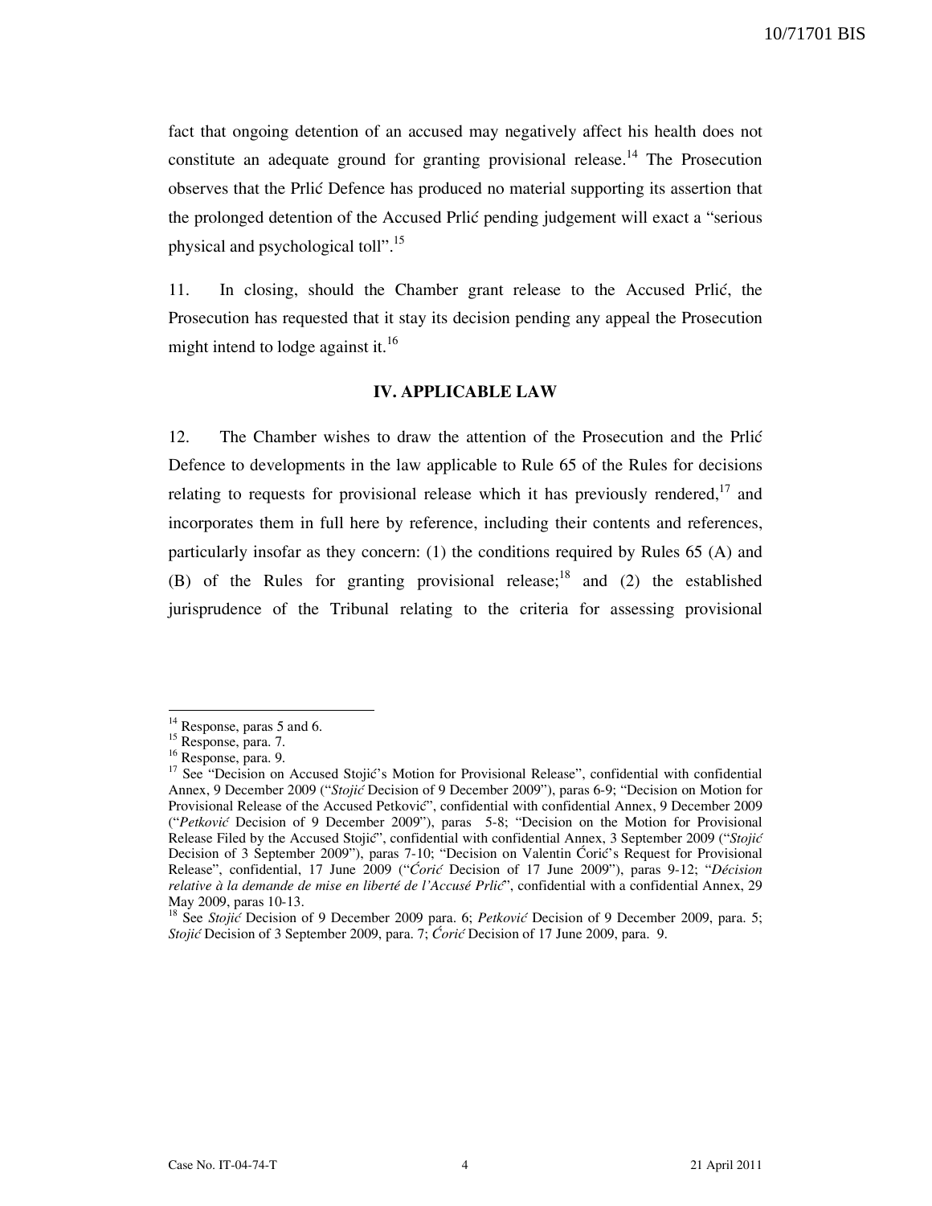fact that ongoing detention of an accused may negatively affect his health does not constitute an adequate ground for granting provisional release.[14] The Prosecution observes that the Prlić Defence has produced no material supporting its assertion that the prolonged detention of the Accused Prlić pending judgement will exact a "serious physical and psychological toll".[15]

11. In closing, should the Chamber grant release to the Accused Prlić, the Prosecution has requested that it stay its decision pending any appeal the Prosecution might intend to lodge against it.[16]

### IV. APPLICABLE LAW

12. The Chamber wishes to draw the attention of the Prosecution and the Prlić Defence to developments in the law applicable to Rule 65 of the Rules for decisions relating to requests for provisional release which it has previously rendered,[17] and incorporates them in full here by reference, including their contents and references, particularly insofar as they concern: (1) the conditions required by Rules 65 (A) and (B) of the Rules for granting provisional release;[18] and (2) the established jurisprudence of the Tribunal relating to the criteria for assessing provisional

---

[14] Response, paras 5 and 6.

[15] Response, para. 7.

[16] Response, para. 9.

[17] See "Decision on Accused Stojić's Motion for Provisional Release", confidential with confidential Annex, 9 December 2009 ("*Stojić* Decision of 9 December 2009"), paras 6-9; "Decision on Motion for Provisional Release of the Accused Petković", confidential with confidential Annex, 9 December 2009 ("*Petković* Decision of 9 December 2009"), paras 5-8; "Decision on the Motion for Provisional Release Filed by the Accused Stojić", confidential with confidential Annex, 3 September 2009 ("*Stojić* Decision of 3 September 2009"), paras 7-10; "Decision on Valentin Ćorić's Request for Provisional Release", confidential, 17 June 2009 ("*Ćorić* Decision of 17 June 2009"), paras 9-12; "*Décision relative à la demande de mise en liberté de l'Accusé Prlić*", confidential with a confidential Annex, 29 May 2009, paras 10-13.

[18] See *Stojić* Decision of 9 December 2009 para. 6; *Petković* Decision of 9 December 2009, para. 5; *Stojić* Decision of 3 September 2009, para. 7; *Ćorić* Decision of 17 June 2009, para. 9.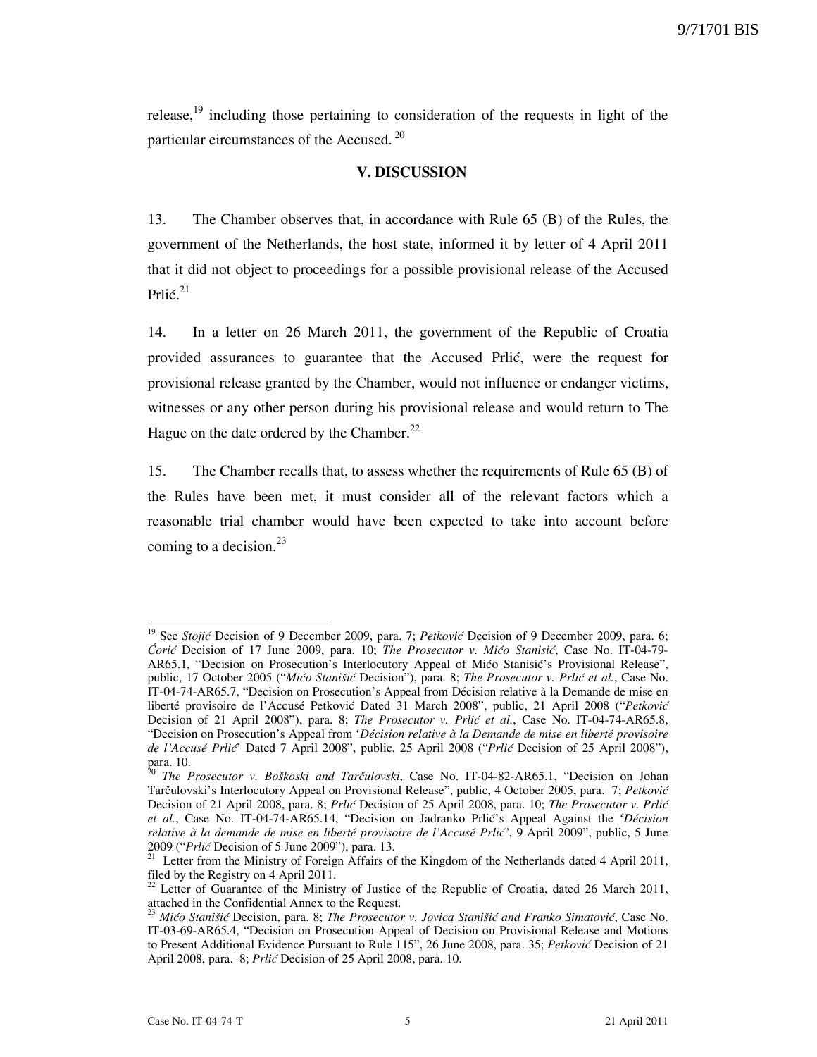release,[19] including those pertaining to consideration of the requests in light of the particular circumstances of the Accused.[20]

## V. DISCUSSION

13. The Chamber observes that, in accordance with Rule 65 (B) of the Rules, the government of the Netherlands, the host state, informed it by letter of 4 April 2011 that it did not object to proceedings for a possible provisional release of the Accused Prlić.[21]

14. In a letter on 26 March 2011, the government of the Republic of Croatia provided assurances to guarantee that the Accused Prlić, were the request for provisional release granted by the Chamber, would not influence or endanger victims, witnesses or any other person during his provisional release and would return to The Hague on the date ordered by the Chamber.[22]

15. The Chamber recalls that, to assess whether the requirements of Rule 65 (B) of the Rules have been met, it must consider all of the relevant factors which a reasonable trial chamber would have been expected to take into account before coming to a decision.[23]

---

[19] See *Stojić* Decision of 9 December 2009, para. 7; *Petković* Decision of 9 December 2009, para. 6; *Ćorić* Decision of 17 June 2009, para. 10; *The Prosecutor v. Mićo Stanisić*, Case No. IT-04-79-AR65.1, "Decision on Prosecution's Interlocutory Appeal of Mićo Stanisić's Provisional Release", public, 17 October 2005 ("*Mićo Stanišić* Decision"), para. 8; *The Prosecutor v. Prlić et al.*, Case No. IT-04-74-AR65.7, "Decision on Prosecution's Appeal from Décision relative à la Demande de mise en liberté provisoire de l'Accusé Petković Dated 31 March 2008", public, 21 April 2008 ("*Petković* Decision of 21 April 2008"), para. 8; *The Prosecutor v. Prlić et al.*, Case No. IT-04-74-AR65.8, "Decision on Prosecution's Appeal from '*Décision relative à la Demande de mise en liberté provisoire de l'Accusé Prlić*' Dated 7 April 2008", public, 25 April 2008 ("*Prlić* Decision of 25 April 2008"), para. 10.

[20] *The Prosecutor v. Boškoski and Tarčulovski*, Case No. IT-04-82-AR65.1, "Decision on Johan Tarčulovski's Interlocutory Appeal on Provisional Release", public, 4 October 2005, para. 7; *Petković* Decision of 21 April 2008, para. 8; *Prlić* Decision of 25 April 2008, para. 10; *The Prosecutor v. Prlić et al.*, Case No. IT-04-74-AR65.14, "Decision on Jadranko Prlić's Appeal Against the '*Décision relative à la demande de mise en liberté provisoire de l'Accusé Prlić*', 9 April 2009", public, 5 June 2009 ("*Prlić* Decision of 5 June 2009"), para. 13.

[21] Letter from the Ministry of Foreign Affairs of the Kingdom of the Netherlands dated 4 April 2011, filed by the Registry on 4 April 2011.

[22] Letter of Guarantee of the Ministry of Justice of the Republic of Croatia, dated 26 March 2011, attached in the Confidential Annex to the Request.

[23] *Mićo Stanišić* Decision, para. 8; *The Prosecutor v. Jovica Stanišić and Franko Simatović*, Case No. IT-03-69-AR65.4, "Decision on Prosecution Appeal of Decision on Provisional Release and Motions to Present Additional Evidence Pursuant to Rule 115", 26 June 2008, para. 35; *Petković* Decision of 21 April 2008, para. 8; *Prlić* Decision of 25 April 2008, para. 10.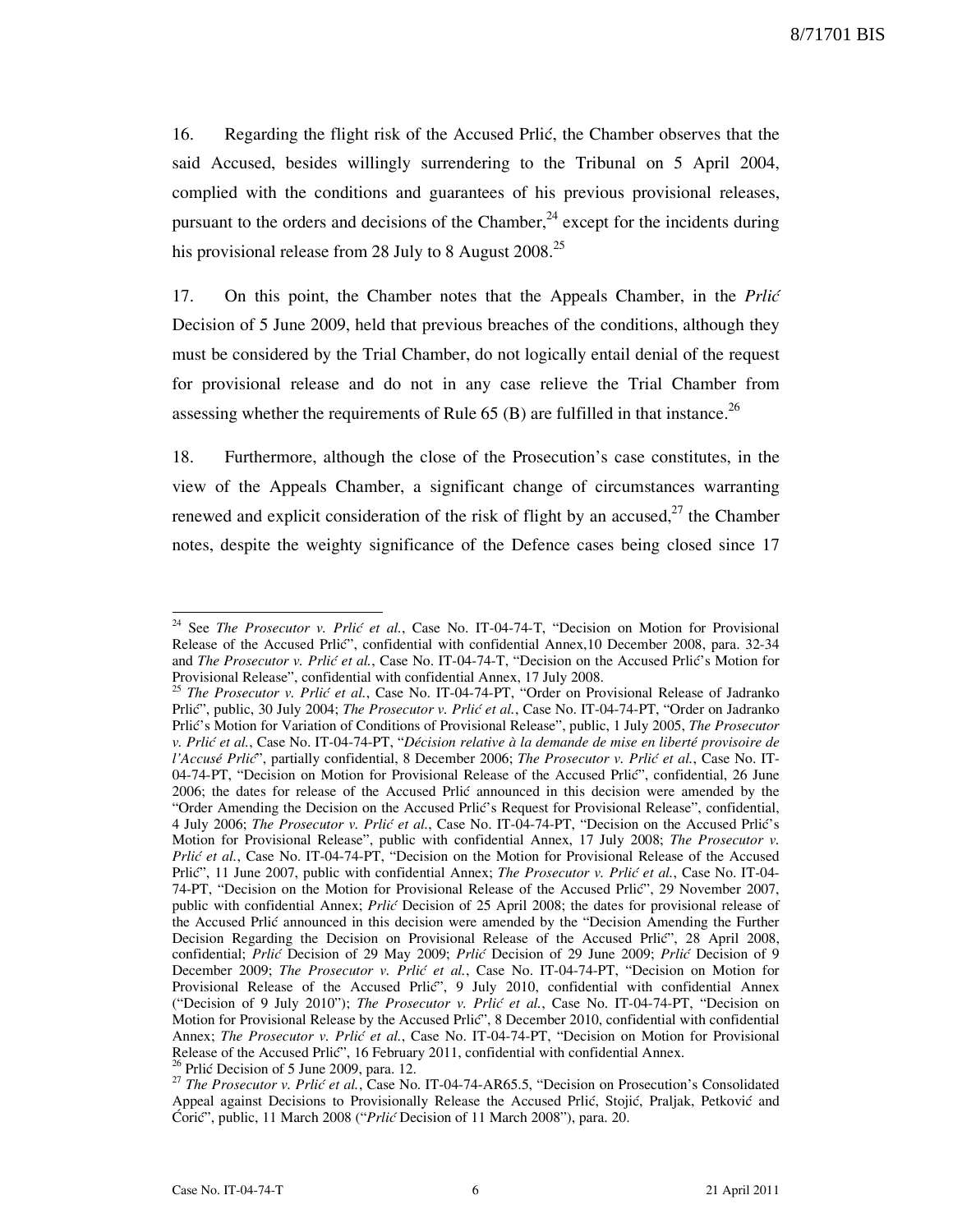16. Regarding the flight risk of the Accused Prlić, the Chamber observes that the said Accused, besides willingly surrendering to the Tribunal on 5 April 2004, complied with the conditions and guarantees of his previous provisional releases, pursuant to the orders and decisions of the Chamber,[24] except for the incidents during his provisional release from 28 July to 8 August 2008.[25]

17. On this point, the Chamber notes that the Appeals Chamber, in the *Prlić* Decision of 5 June 2009, held that previous breaches of the conditions, although they must be considered by the Trial Chamber, do not logically entail denial of the request for provisional release and do not in any case relieve the Trial Chamber from assessing whether the requirements of Rule 65 (B) are fulfilled in that instance.[26]

18. Furthermore, although the close of the Prosecution's case constitutes, in the view of the Appeals Chamber, a significant change of circumstances warranting renewed and explicit consideration of the risk of flight by an accused,[27] the Chamber notes, despite the weighty significance of the Defence cases being closed since 17

---

[24] See *The Prosecutor v. Prlić et al.*, Case No. IT-04-74-T, "Decision on Motion for Provisional Release of the Accused Prlić", confidential with confidential Annex,10 December 2008, para. 32-34 and *The Prosecutor v. Prlić et al.*, Case No. IT-04-74-T, "Decision on the Accused Prlić's Motion for Provisional Release", confidential with confidential Annex, 17 July 2008.

[25] *The Prosecutor v. Prlić et al.*, Case No. IT-04-74-PT, "Order on Provisional Release of Jadranko Prlić", public, 30 July 2004; *The Prosecutor v. Prlić et al.*, Case No. IT-04-74-PT, "Order on Jadranko Prlić's Motion for Variation of Conditions of Provisional Release", public, 1 July 2005, *The Prosecutor v. Prlić et al.*, Case No. IT-04-74-PT, "*Décision relative à la demande de mise en liberté provisoire de l'Accusé Prlić*", partially confidential, 8 December 2006; *The Prosecutor v. Prlić et al.*, Case No. IT-04-74-PT, "Decision on Motion for Provisional Release of the Accused Prlić", confidential, 26 June 2006; the dates for release of the Accused Prlić announced in this decision were amended by the "Order Amending the Decision on the Accused Prlić's Request for Provisional Release", confidential, 4 July 2006; *The Prosecutor v. Prlić et al.*, Case No. IT-04-74-PT, "Decision on the Accused Prlić's Motion for Provisional Release", public with confidential Annex, 17 July 2008; *The Prosecutor v. Prlić et al.*, Case No. IT-04-74-PT, "Decision on the Motion for Provisional Release of the Accused Prlić", 11 June 2007, public with confidential Annex; *The Prosecutor v. Prlić et al.*, Case No. IT-04-74-PT, "Decision on the Motion for Provisional Release of the Accused Prlić", 29 November 2007, public with confidential Annex; *Prlić* Decision of 25 April 2008; the dates for provisional release of the Accused Prlić announced in this decision were amended by the "Decision Amending the Further Decision Regarding the Decision on Provisional Release of the Accused Prlić", 28 April 2008, confidential; *Prlić* Decision of 29 May 2009; *Prlić* Decision of 29 June 2009; *Prlić* Decision of 9 December 2009; *The Prosecutor v. Prlić et al.*, Case No. IT-04-74-PT, "Decision on Motion for Provisional Release of the Accused Prlić", 9 July 2010, confidential with confidential Annex ("Decision of 9 July 2010"); *The Prosecutor v. Prlić et al.*, Case No. IT-04-74-PT, "Decision on Motion for Provisional Release by the Accused Prlić", 8 December 2010, confidential with confidential Annex; *The Prosecutor v. Prlić et al.*, Case No. IT-04-74-PT, "Decision on Motion for Provisional Release of the Accused Prlić", 16 February 2011, confidential with confidential Annex.

[26] Prlić Decision of 5 June 2009, para. 12.

[27] *The Prosecutor v. Prlić et al.*, Case No. IT-04-74-AR65.5, "Decision on Prosecution's Consolidated Appeal against Decisions to Provisionally Release the Accused Prlić, Stojić, Praljak, Petković and Ćorić", public, 11 March 2008 ("*Prlić* Decision of 11 March 2008"), para. 20.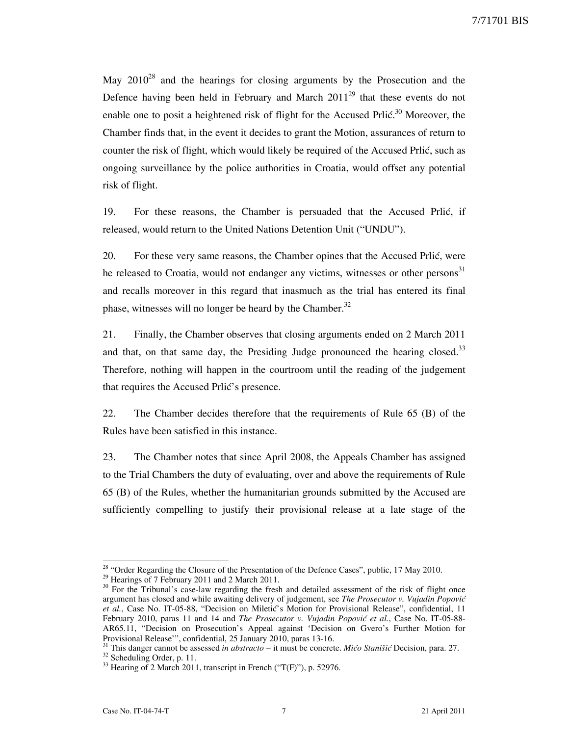May 2010[28] and the hearings for closing arguments by the Prosecution and the Defence having been held in February and March 2011[29] that these events do not enable one to posit a heightened risk of flight for the Accused Prlić.[30] Moreover, the Chamber finds that, in the event it decides to grant the Motion, assurances of return to counter the risk of flight, which would likely be required of the Accused Prlić, such as ongoing surveillance by the police authorities in Croatia, would offset any potential risk of flight.

19. For these reasons, the Chamber is persuaded that the Accused Prlić, if released, would return to the United Nations Detention Unit ("UNDU").

20. For these very same reasons, the Chamber opines that the Accused Prlić, were he released to Croatia, would not endanger any victims, witnesses or other persons[31] and recalls moreover in this regard that inasmuch as the trial has entered its final phase, witnesses will no longer be heard by the Chamber.[32]

21. Finally, the Chamber observes that closing arguments ended on 2 March 2011 and that, on that same day, the Presiding Judge pronounced the hearing closed.[33] Therefore, nothing will happen in the courtroom until the reading of the judgement that requires the Accused Prlić's presence.

22. The Chamber decides therefore that the requirements of Rule 65 (B) of the Rules have been satisfied in this instance.

23. The Chamber notes that since April 2008, the Appeals Chamber has assigned to the Trial Chambers the duty of evaluating, over and above the requirements of Rule 65 (B) of the Rules, whether the humanitarian grounds submitted by the Accused are sufficiently compelling to justify their provisional release at a late stage of the

---

[28] "Order Regarding the Closure of the Presentation of the Defence Cases", public, 17 May 2010.

[29] Hearings of 7 February 2011 and 2 March 2011.

[30] For the Tribunal's case-law regarding the fresh and detailed assessment of the risk of flight once argument has closed and while awaiting delivery of judgement, see *The Prosecutor v. Vujadin Popović et al.*, Case No. IT-05-88, "Decision on Miletić's Motion for Provisional Release", confidential, 11 February 2010, paras 11 and 14 and *The Prosecutor v. Vujadin Popović et al.*, Case No. IT-05-88-AR65.11, "Decision on Prosecution's Appeal against 'Decision on Gvero's Further Motion for Provisional Release'", confidential, 25 January 2010, paras 13-16.

[31] This danger cannot be assessed *in abstracto* – it must be concrete. *Mićo Stanišić* Decision, para. 27.

[32] Scheduling Order, p. 11.

[33] Hearing of 2 March 2011, transcript in French ("T(F)"), p. 52976.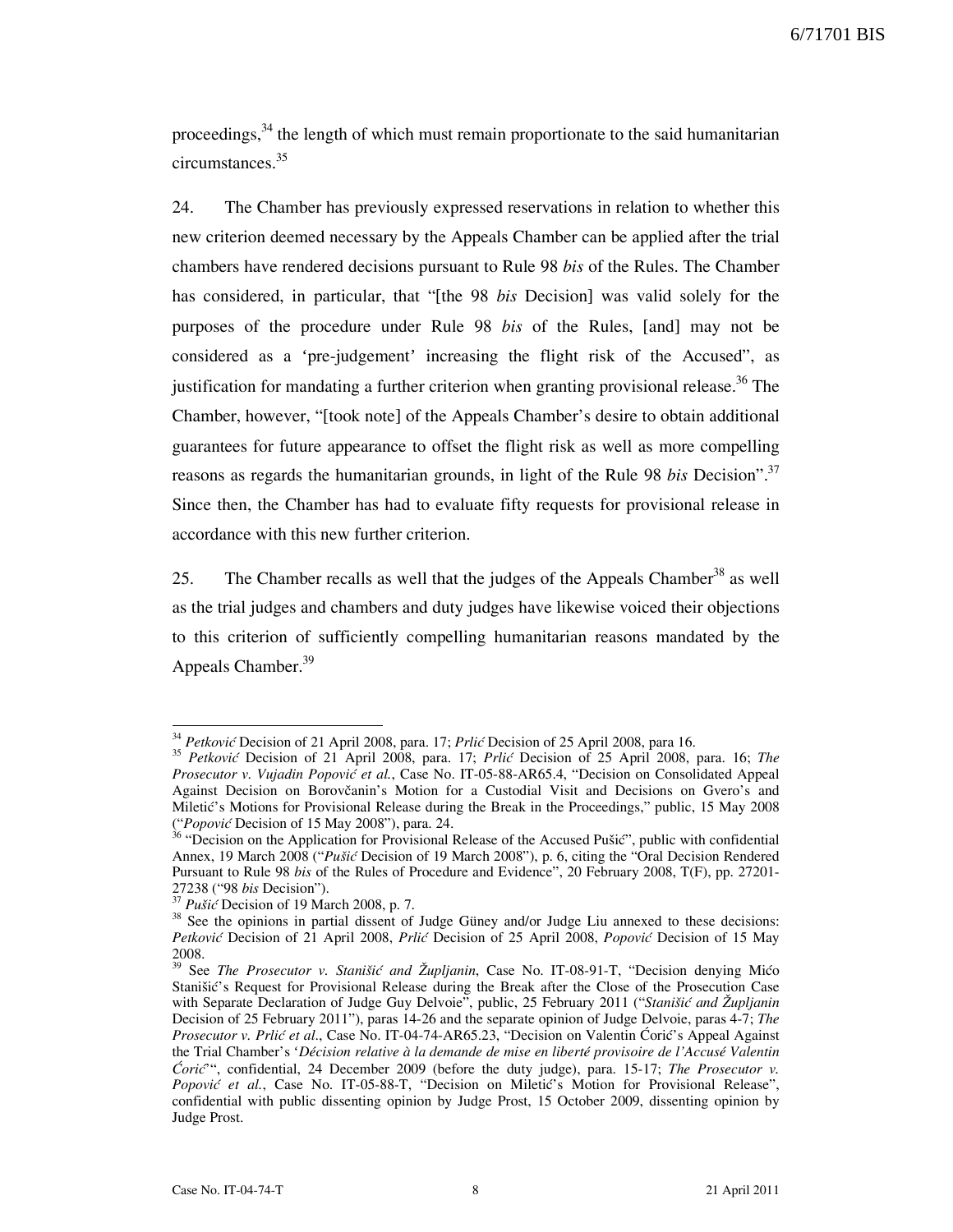proceedings,[34] the length of which must remain proportionate to the said humanitarian circumstances.[35]

24. The Chamber has previously expressed reservations in relation to whether this new criterion deemed necessary by the Appeals Chamber can be applied after the trial chambers have rendered decisions pursuant to Rule 98 *bis* of the Rules. The Chamber has considered, in particular, that "[the 98 *bis* Decision] was valid solely for the purposes of the procedure under Rule 98 *bis* of the Rules, [and] may not be considered as a 'pre-judgement' increasing the flight risk of the Accused", as justification for mandating a further criterion when granting provisional release.[36] The Chamber, however, "[took note] of the Appeals Chamber's desire to obtain additional guarantees for future appearance to offset the flight risk as well as more compelling reasons as regards the humanitarian grounds, in light of the Rule 98 *bis* Decision".[37] Since then, the Chamber has had to evaluate fifty requests for provisional release in accordance with this new further criterion.

25. The Chamber recalls as well that the judges of the Appeals Chamber[38] as well as the trial judges and chambers and duty judges have likewise voiced their objections to this criterion of sufficiently compelling humanitarian reasons mandated by the Appeals Chamber.[39]

---

[34] *Petković* Decision of 21 April 2008, para. 17; *Prlić* Decision of 25 April 2008, para 16.

[35] *Petković* Decision of 21 April 2008, para. 17; *Prlić* Decision of 25 April 2008, para. 16; *The Prosecutor v. Vujadin Popović et al.*, Case No. IT-05-88-AR65.4, "Decision on Consolidated Appeal Against Decision on Borovčanin's Motion for a Custodial Visit and Decisions on Gvero's and Miletić's Motions for Provisional Release during the Break in the Proceedings," public, 15 May 2008 ("*Popović* Decision of 15 May 2008"), para. 24.

[36] "Decision on the Application for Provisional Release of the Accused Pušić", public with confidential Annex, 19 March 2008 ("*Pušić* Decision of 19 March 2008"), p. 6, citing the "Oral Decision Rendered Pursuant to Rule 98 *bis* of the Rules of Procedure and Evidence", 20 February 2008, T(F), pp. 27201-27238 ("98 *bis* Decision").

[37] *Pušić* Decision of 19 March 2008, p. 7.

[38] See the opinions in partial dissent of Judge Güney and/or Judge Liu annexed to these decisions: *Petković* Decision of 21 April 2008, *Prlić* Decision of 25 April 2008, *Popović* Decision of 15 May 2008.

[39] See *The Prosecutor v. Stanišić and Župljanin*, Case No. IT-08-91-T, "Decision denying Mićo Stanišić's Request for Provisional Release during the Break after the Close of the Prosecution Case with Separate Declaration of Judge Guy Delvoie", public, 25 February 2011 ("*Stanišić and Župljanin* Decision of 25 February 2011"), paras 14-26 and the separate opinion of Judge Delvoie, paras 4-7; *The Prosecutor v. Prlić et al.*, Case No. IT-04-74-AR65.23, "Decision on Valentin Ćorić's Appeal Against the Trial Chamber's '*Décision relative à la demande de mise en liberté provisoire de l'Accusé Valentin Ćorić*'", confidential, 24 December 2009 (before the duty judge), para. 15-17; *The Prosecutor v. Popović et al.*, Case No. IT-05-88-T, "Decision on Miletić's Motion for Provisional Release", confidential with public dissenting opinion by Judge Prost, 15 October 2009, dissenting opinion by Judge Prost.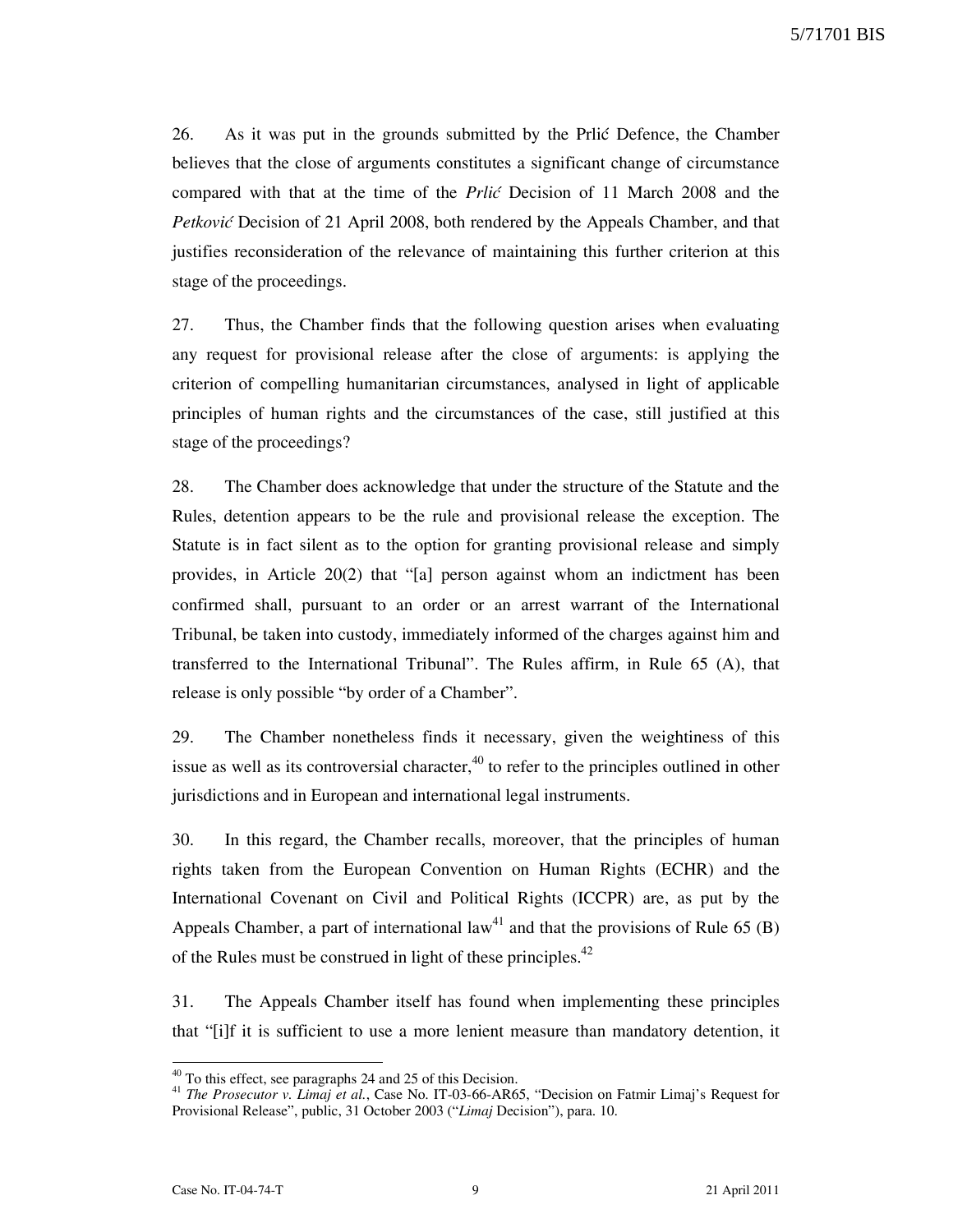26. As it was put in the grounds submitted by the Prlić Defence, the Chamber believes that the close of arguments constitutes a significant change of circumstance compared with that at the time of the *Prlić* Decision of 11 March 2008 and the *Petković* Decision of 21 April 2008, both rendered by the Appeals Chamber, and that justifies reconsideration of the relevance of maintaining this further criterion at this stage of the proceedings.

27. Thus, the Chamber finds that the following question arises when evaluating any request for provisional release after the close of arguments: is applying the criterion of compelling humanitarian circumstances, analysed in light of applicable principles of human rights and the circumstances of the case, still justified at this stage of the proceedings?

28. The Chamber does acknowledge that under the structure of the Statute and the Rules, detention appears to be the rule and provisional release the exception. The Statute is in fact silent as to the option for granting provisional release and simply provides, in Article 20(2) that "[a] person against whom an indictment has been confirmed shall, pursuant to an order or an arrest warrant of the International Tribunal, be taken into custody, immediately informed of the charges against him and transferred to the International Tribunal". The Rules affirm, in Rule 65 (A), that release is only possible "by order of a Chamber".

29. The Chamber nonetheless finds it necessary, given the weightiness of this issue as well as its controversial character,[40] to refer to the principles outlined in other jurisdictions and in European and international legal instruments.

30. In this regard, the Chamber recalls, moreover, that the principles of human rights taken from the European Convention on Human Rights (ECHR) and the International Covenant on Civil and Political Rights (ICCPR) are, as put by the Appeals Chamber, a part of international law[41] and that the provisions of Rule 65 (B) of the Rules must be construed in light of these principles.[42]

31. The Appeals Chamber itself has found when implementing these principles that "[i]f it is sufficient to use a more lenient measure than mandatory detention, it

---

[40] To this effect, see paragraphs 24 and 25 of this Decision.

[41] *The Prosecutor v. Limaj et al.*, Case No. IT-03-66-AR65, "Decision on Fatmir Limaj's Request for Provisional Release", public, 31 October 2003 ("*Limaj* Decision"), para. 10.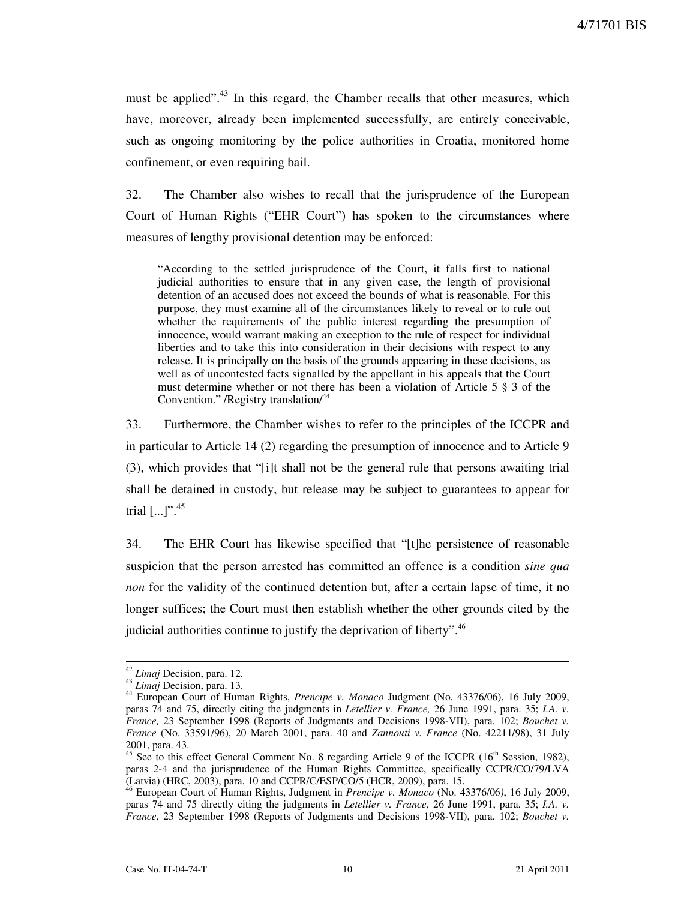must be applied".[43] In this regard, the Chamber recalls that other measures, which have, moreover, already been implemented successfully, are entirely conceivable, such as ongoing monitoring by the police authorities in Croatia, monitored home confinement, or even requiring bail.

32. The Chamber also wishes to recall that the jurisprudence of the European Court of Human Rights ("EHR Court") has spoken to the circumstances where measures of lengthy provisional detention may be enforced:

> "According to the settled jurisprudence of the Court, it falls first to national judicial authorities to ensure that in any given case, the length of provisional detention of an accused does not exceed the bounds of what is reasonable. For this purpose, they must examine all of the circumstances likely to reveal or to rule out whether the requirements of the public interest regarding the presumption of innocence, would warrant making an exception to the rule of respect for individual liberties and to take this into consideration in their decisions with respect to any release. It is principally on the basis of the grounds appearing in these decisions, as well as of uncontested facts signalled by the appellant in his appeals that the Court must determine whether or not there has been a violation of Article 5 § 3 of the Convention." /Registry translation/[44]

33. Furthermore, the Chamber wishes to refer to the principles of the ICCPR and in particular to Article 14 (2) regarding the presumption of innocence and to Article 9 (3), which provides that "[i]t shall not be the general rule that persons awaiting trial shall be detained in custody, but release may be subject to guarantees to appear for trial [...]".[45]

34. The EHR Court has likewise specified that "[t]he persistence of reasonable suspicion that the person arrested has committed an offence is a condition *sine qua non* for the validity of the continued detention but, after a certain lapse of time, it no longer suffices; the Court must then establish whether the other grounds cited by the judicial authorities continue to justify the deprivation of liberty".[46]

---

[42] *Limaj* Decision, para. 12.

[43] *Limaj* Decision, para. 13.

[44] European Court of Human Rights, *Prencipe v. Monaco* Judgment (No. 43376/06), 16 July 2009, paras 74 and 75, directly citing the judgments in *Letellier v. France,* 26 June 1991, para. 35; *I.A. v. France,* 23 September 1998 (Reports of Judgments and Decisions 1998-VII), para. 102; *Bouchet v. France* (No. 33591/96), 20 March 2001, para. 40 and *Zannouti v. France* (No. 42211/98), 31 July 2001, para. 43.

[45] See to this effect General Comment No. 8 regarding Article 9 of the ICCPR (16th Session, 1982), paras 2-4 and the jurisprudence of the Human Rights Committee, specifically CCPR/CO/79/LVA (Latvia) (HRC, 2003), para. 10 and CCPR/C/ESP/CO/5 (HCR, 2009), para. 15.

[46] European Court of Human Rights, Judgment in *Prencipe v. Monaco* (No. 43376/06*)*, 16 July 2009, paras 74 and 75 directly citing the judgments in *Letellier v. France,* 26 June 1991, para. 35; *I.A. v. France,* 23 September 1998 (Reports of Judgments and Decisions 1998-VII), para. 102; *Bouchet v.*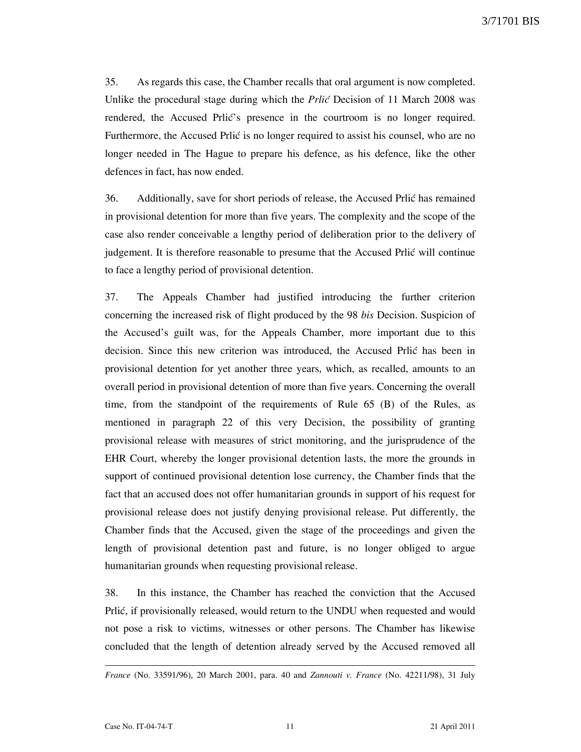35. As regards this case, the Chamber recalls that oral argument is now completed. Unlike the procedural stage during which the *Prlić* Decision of 11 March 2008 was rendered, the Accused Prlić's presence in the courtroom is no longer required. Furthermore, the Accused Prlić is no longer required to assist his counsel, who are no longer needed in The Hague to prepare his defence, as his defence, like the other defences in fact, has now ended.

36. Additionally, save for short periods of release, the Accused Prlić has remained in provisional detention for more than five years. The complexity and the scope of the case also render conceivable a lengthy period of deliberation prior to the delivery of judgement. It is therefore reasonable to presume that the Accused Prlić will continue to face a lengthy period of provisional detention.

37. The Appeals Chamber had justified introducing the further criterion concerning the increased risk of flight produced by the 98 *bis* Decision. Suspicion of the Accused's guilt was, for the Appeals Chamber, more important due to this decision. Since this new criterion was introduced, the Accused Prlić has been in provisional detention for yet another three years, which, as recalled, amounts to an overall period in provisional detention of more than five years. Concerning the overall time, from the standpoint of the requirements of Rule 65 (B) of the Rules, as mentioned in paragraph 22 of this very Decision, the possibility of granting provisional release with measures of strict monitoring, and the jurisprudence of the EHR Court, whereby the longer provisional detention lasts, the more the grounds in support of continued provisional detention lose currency, the Chamber finds that the fact that an accused does not offer humanitarian grounds in support of his request for provisional release does not justify denying provisional release. Put differently, the Chamber finds that the Accused, given the stage of the proceedings and given the length of provisional detention past and future, is no longer obliged to argue humanitarian grounds when requesting provisional release.

38. In this instance, the Chamber has reached the conviction that the Accused Prlić, if provisionally released, would return to the UNDU when requested and would not pose a risk to victims, witnesses or other persons. The Chamber has likewise concluded that the length of detention already served by the Accused removed all

---

*France* (No. 33591/96), 20 March 2001, para. 40 and *Zannouti v. France* (No. 42211/98), 31 July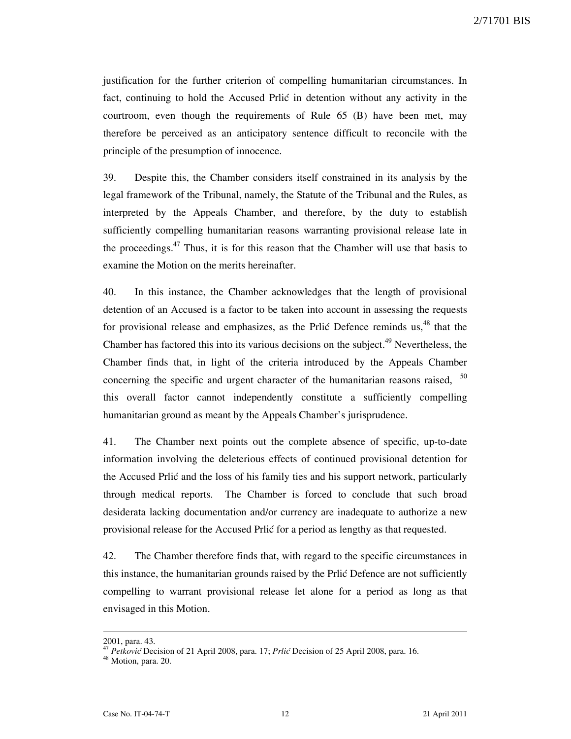justification for the further criterion of compelling humanitarian circumstances. In fact, continuing to hold the Accused Prlić in detention without any activity in the courtroom, even though the requirements of Rule 65 (B) have been met, may therefore be perceived as an anticipatory sentence difficult to reconcile with the principle of the presumption of innocence.

39. Despite this, the Chamber considers itself constrained in its analysis by the legal framework of the Tribunal, namely, the Statute of the Tribunal and the Rules, as interpreted by the Appeals Chamber, and therefore, by the duty to establish sufficiently compelling humanitarian reasons warranting provisional release late in the proceedings.[47] Thus, it is for this reason that the Chamber will use that basis to examine the Motion on the merits hereinafter.

40. In this instance, the Chamber acknowledges that the length of provisional detention of an Accused is a factor to be taken into account in assessing the requests for provisional release and emphasizes, as the Prlić Defence reminds us,[48] that the Chamber has factored this into its various decisions on the subject.[49] Nevertheless, the Chamber finds that, in light of the criteria introduced by the Appeals Chamber concerning the specific and urgent character of the humanitarian reasons raised, [50] this overall factor cannot independently constitute a sufficiently compelling humanitarian ground as meant by the Appeals Chamber's jurisprudence.

41. The Chamber next points out the complete absence of specific, up-to-date information involving the deleterious effects of continued provisional detention for the Accused Prlić and the loss of his family ties and his support network, particularly through medical reports. The Chamber is forced to conclude that such broad desiderata lacking documentation and/or currency are inadequate to authorize a new provisional release for the Accused Prlić for a period as lengthy as that requested.

42. The Chamber therefore finds that, with regard to the specific circumstances in this instance, the humanitarian grounds raised by the Prlić Defence are not sufficiently compelling to warrant provisional release let alone for a period as long as that envisaged in this Motion.

---

2001, para. 43.

[47] *Petković* Decision of 21 April 2008, para. 17; *Prlić* Decision of 25 April 2008, para. 16.

[48] Motion, para. 20.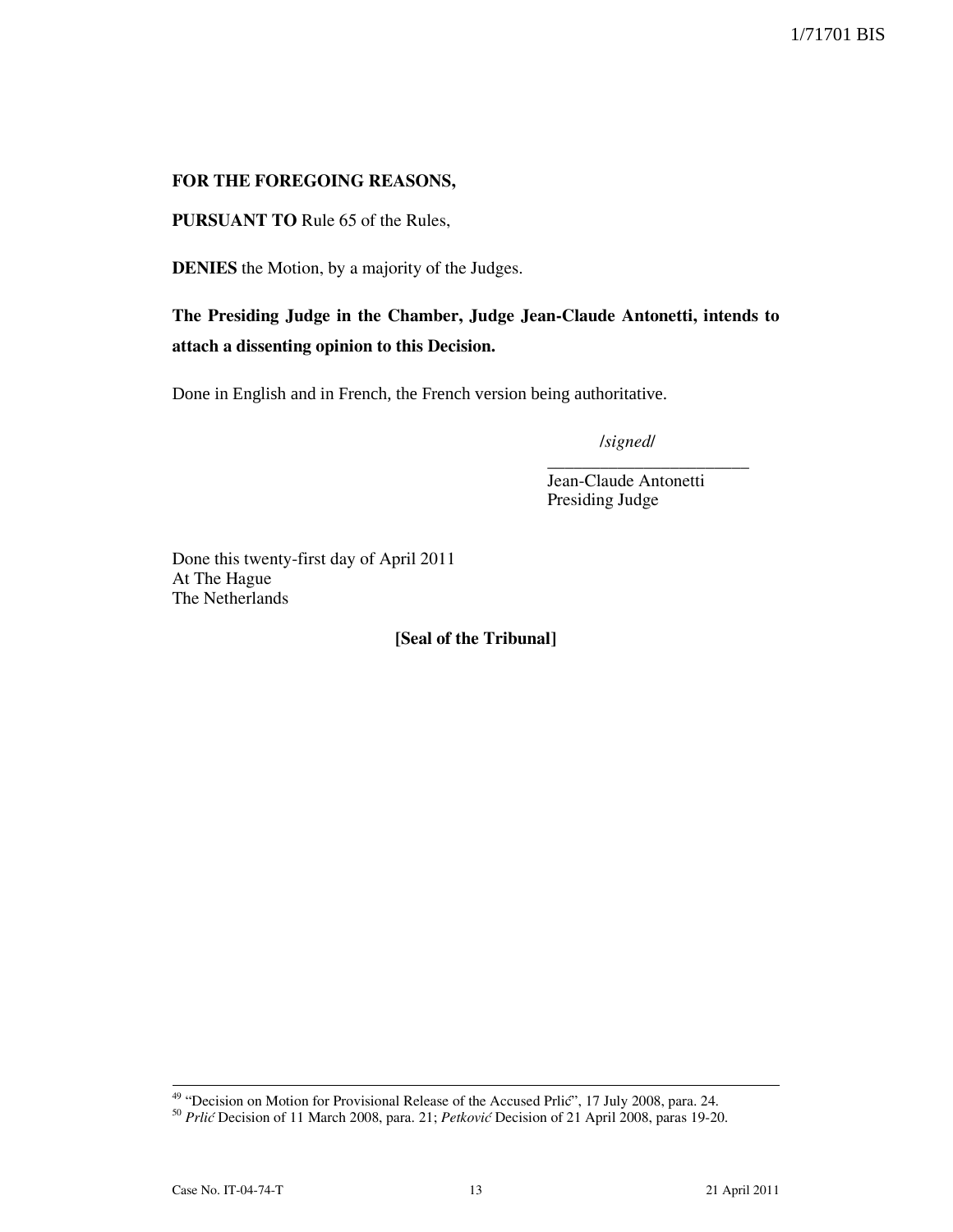**FOR THE FOREGOING REASONS,**

**PURSUANT TO** Rule 65 of the Rules,

**DENIES** the Motion, by a majority of the Judges.

**The Presiding Judge in the Chamber, Judge Jean-Claude Antonetti, intends to attach a dissenting opinion to this Decision.**

Done in English and in French, the French version being authoritative.

/*signed*/

_______________________

Jean-Claude Antonetti
Presiding Judge

Done this twenty-first day of April 2011
At The Hague
The Netherlands

**[Seal of the Tribunal]**

---

[49] "Decision on Motion for Provisional Release of the Accused Prlić", 17 July 2008, para. 24.

[50] *Prlić* Decision of 11 March 2008, para. 21; *Petković* Decision of 21 April 2008, paras 19-20.